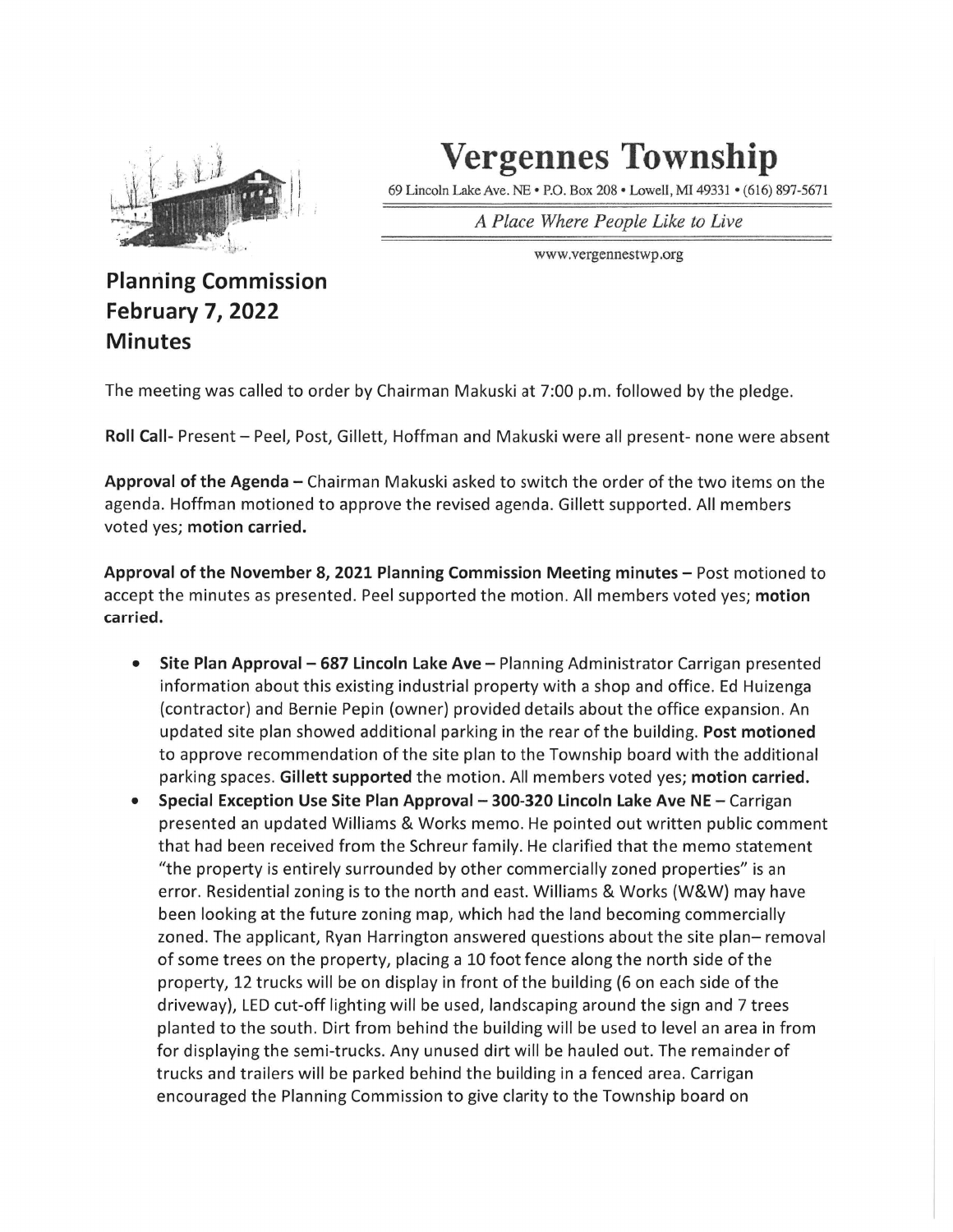# Vergennes Township

69 Lincoln Lake Ave. NE • P.O. Box 208 • Lowell, MI 49331 • (616) 897-5671

*A Place Where People Like to Live*

www.vergennestwp.org

## Planning Commission February 7, 2022 Minutes

The meeting was called to order by Chairman Makuski at 7:00 p.m. followed by the pledge.

**Roll Call**- Present – Peel, Post, Gillett, Hoffman and Makuski were all present- none were absent

**Approval of the Agenda –** Chairman Makuski asked to switch the order of the two items on the agenda. Hoffman motioned to approve the revised agenda. Gillett supported. All members voted yes; **motion carried.**

**Approval of the November 8, 2021 Planning Commission Meeting minutes –** Post motioned to accept the minutes as presented. Peel supported the motion. All members voted yes; **motion carried.**

- **Site Plan Approval – 687 Lincoln Lake Ave –** Planning Administrator Carrigan presented information about this existing industrial property with a shop and office. Ed Huizenga (contractor) and Bernie Pepin (owner) provided details about the office expansion. An updated site plan showed additional parking in the rear of the building. **Post motioned** to approve recommendation of the site plan to the Township board with the additional parking spaces. **Gillett supported** the motion. All members voted yes; **motion carried.**
- **Special Exception Use Site Plan Approval – 300-320 Lincoln Lake Ave NE –** Carrigan presented an updated Williams & Works memo. He pointed out written public comment that had been received from the Schreur family. He clarified that the memo statement "the property is entirely surrounded by other commercially zoned properties" is an error. Residential zoning is to the north and east. Williams & Works (W&W) may have been looking at the future zoning map, which had the land becoming commercially zoned. The applicant, Ryan Harrington answered questions about the site plan– removal of some trees on the property, placing a 10 foot fence along the north side of the property, 12 trucks will be on display in front of the building (6 on each side of the driveway), LED cut-off lighting will be used, landscaping around the sign and 7 trees planted to the south. Dirt from behind the building will be used to level an area in from for displaying the semi-trucks. Any unused dirt will be hauled out. The remainder of trucks and trailers will be parked behind the building in a fenced area. Carrigan encouraged the Planning Commission to give clarity to the Township board on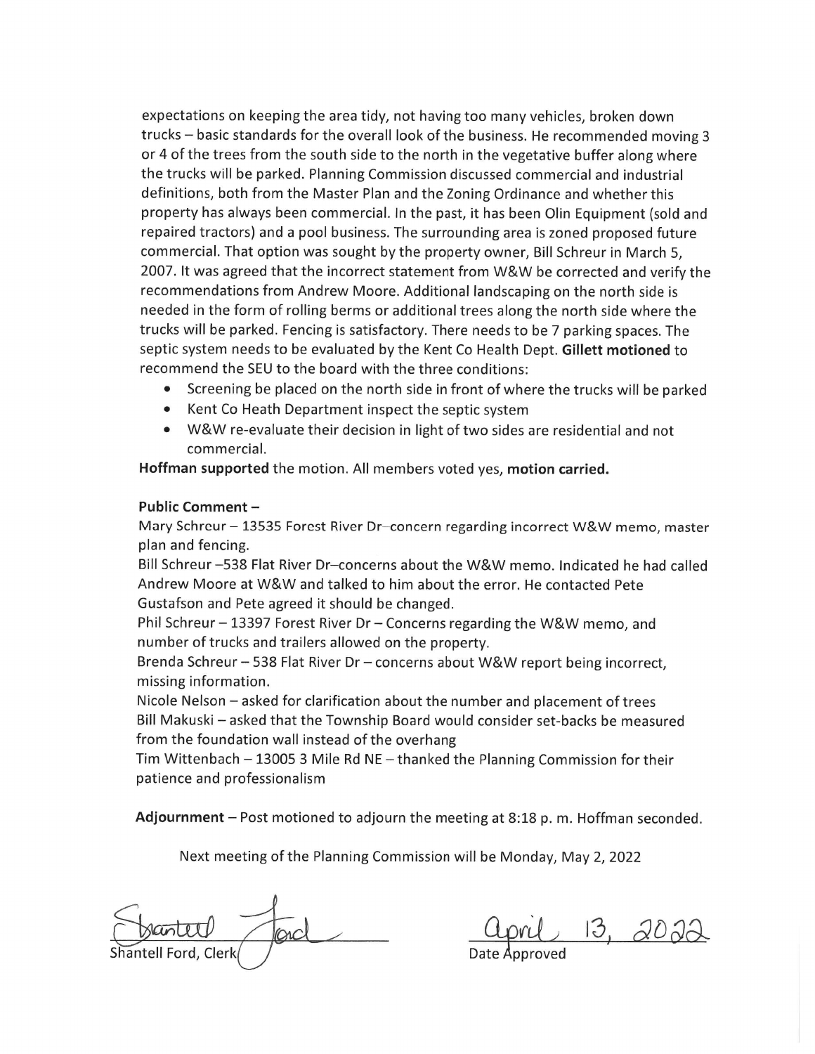expectations on keeping the area tidy, not having too many vehicles, broken down trucks – basic standards for the overall look of the business. He recommended moving 3 or 4 of the trees from the south side to the north in the vegetative buffer along where the trucks will be parked. Planning Commission discussed commercial and industrial definitions, both from the Master Plan and the Zoning Ordinance and whether this property has always been commercial. In the past, it has been Olin Equipment (sold and repaired tractors) and a pool business. The surrounding area is zoned proposed future commercial. That option was sought by the property owner, Bill Schreur in March 5, 2007. It was agreed that the incorrect statement from W&W be corrected and verify the recommendations from Andrew Moore. Additional landscaping on the north side is needed in the form of rolling berms or additional trees along the north side where the trucks will be parked. Fencing is satisfactory. There needs to be 7 parking spaces. The septic system needs to be evaluated by the Kent Co Health Dept. **Gillett motioned** to recommend the SEU to the board with the three conditions:

- Screening be placed on the north side in front of where the trucks will be parked
- Kent Co Heath Department inspect the septic system
- W&W re-evaluate their decision in light of two sides are residential and not commercial.

**Hoffman supported** the motion. All members voted yes, **motion carried.**

**Public Comment –**

Mary Schreur – 13535 Forest River Dr–concern regarding incorrect W&W memo, master plan and fencing.

Bill Schreur –538 Flat River Dr–concerns about the W&W memo. Indicated he had called Andrew Moore at W&W and talked to him about the error. He contacted Pete Gustafson and Pete agreed it should be changed.

Phil Schreur – 13397 Forest River Dr – Concerns regarding the W&W memo, and number of trucks and trailers allowed on the property.

Brenda Schreur – 538 Flat River Dr – concerns about W&W report being incorrect, missing information.

Nicole Nelson – asked for clarification about the number and placement of trees

Bill Makuski – asked that the Township Board would consider set-backs be measured from the foundation wall instead of the overhang

Tim Wittenbach – 13005 3 Mile Rd NE – thanked the Planning Commission for their patience and professionalism

**Adjournment** – Post motioned to adjourn the meeting at 8:18 p. m. Hoffman seconded.

Next meeting of the Planning Commission will be Monday, May 2, 2022

Shantell Ford
Shantell Ford, Clerk

April 13, 2022
Date Approved